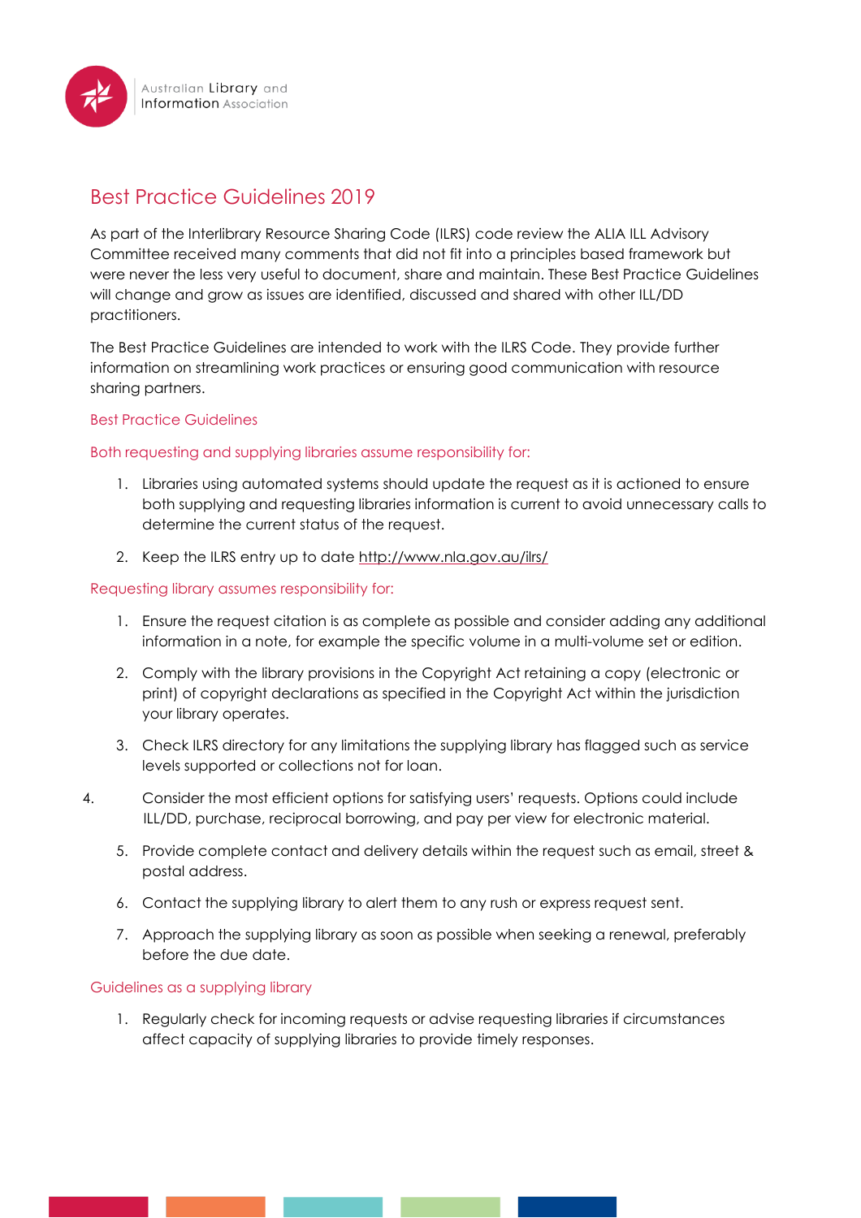Australian Library and Information Association

# Best Practice Guidelines 2019

As part of the Interlibrary Resource Sharing Code (ILRS) code review the ALIA ILL Advisory Committee received many comments that did not fit into a principles based framework but were never the less very useful to document, share and maintain. These Best Practice Guidelines will change and grow as issues are identified, discussed and shared with other ILL/DD practitioners.

The Best Practice Guidelines are intended to work with the ILRS Code. They provide further information on streamlining work practices or ensuring good communication with resource sharing partners.

## Best Practice Guidelines

### Both requesting and supplying libraries assume responsibility for:

1. Libraries using automated systems should update the request as it is actioned to ensure both supplying and requesting libraries information is current to avoid unnecessary calls to determine the current status of the request.
2. Keep the ILRS entry up to date http://www.nla.gov.au/ilrs/

### Requesting library assumes responsibility for:

1. Ensure the request citation is as complete as possible and consider adding any additional information in a note, for example the specific volume in a multi-volume set or edition.
2. Comply with the library provisions in the Copyright Act retaining a copy (electronic or print) of copyright declarations as specified in the Copyright Act within the jurisdiction your library operates.
3. Check ILRS directory for any limitations the supplying library has flagged such as service levels supported or collections not for loan.
4. Consider the most efficient options for satisfying users' requests. Options could include ILL/DD, purchase, reciprocal borrowing, and pay per view for electronic material.
5. Provide complete contact and delivery details within the request such as email, street & postal address.
6. Contact the supplying library to alert them to any rush or express request sent.
7. Approach the supplying library as soon as possible when seeking a renewal, preferably before the due date.

### Guidelines as a supplying library

1. Regularly check for incoming requests or advise requesting libraries if circumstances affect capacity of supplying libraries to provide timely responses.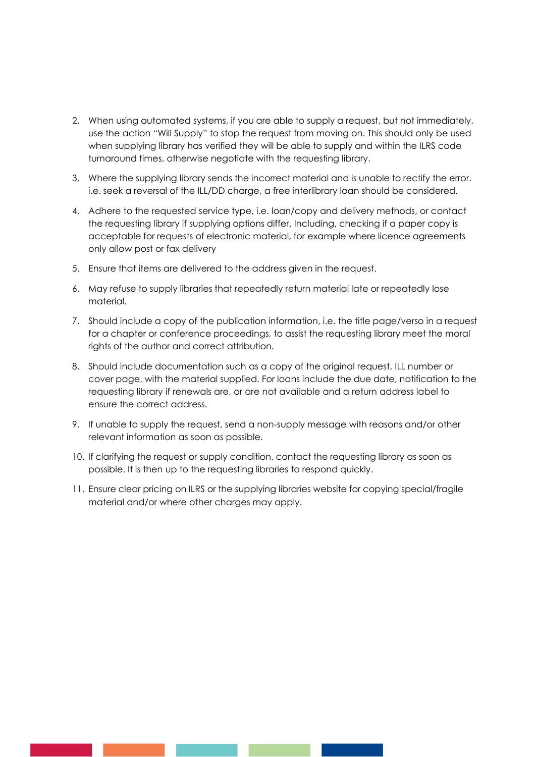2. When using automated systems, if you are able to supply a request, but not immediately, use the action "Will Supply" to stop the request from moving on. This should only be used when supplying library has verified they will be able to supply and within the ILRS code turnaround times, otherwise negotiate with the requesting library.
3. Where the supplying library sends the incorrect material and is unable to rectify the error. i.e. seek a reversal of the ILL/DD charge, a free interlibrary loan should be considered.
4. Adhere to the requested service type, i.e. loan/copy and delivery methods, or contact the requesting library if supplying options differ. Including, checking if a paper copy is acceptable for requests of electronic material, for example where licence agreements only allow post or fax delivery
5. Ensure that items are delivered to the address given in the request.
6. May refuse to supply libraries that repeatedly return material late or repeatedly lose material.
7. Should include a copy of the publication information, i.e. the title page/verso in a request for a chapter or conference proceedings, to assist the requesting library meet the moral rights of the author and correct attribution.
8. Should include documentation such as a copy of the original request, ILL number or cover page, with the material supplied. For loans include the due date, notification to the requesting library if renewals are, or are not available and a return address label to ensure the correct address.
9. If unable to supply the request, send a non-supply message with reasons and/or other relevant information as soon as possible.
10. If clarifying the request or supply condition, contact the requesting library as soon as possible. It is then up to the requesting libraries to respond quickly.
11. Ensure clear pricing on ILRS or the supplying libraries website for copying special/fragile material and/or where other charges may apply.